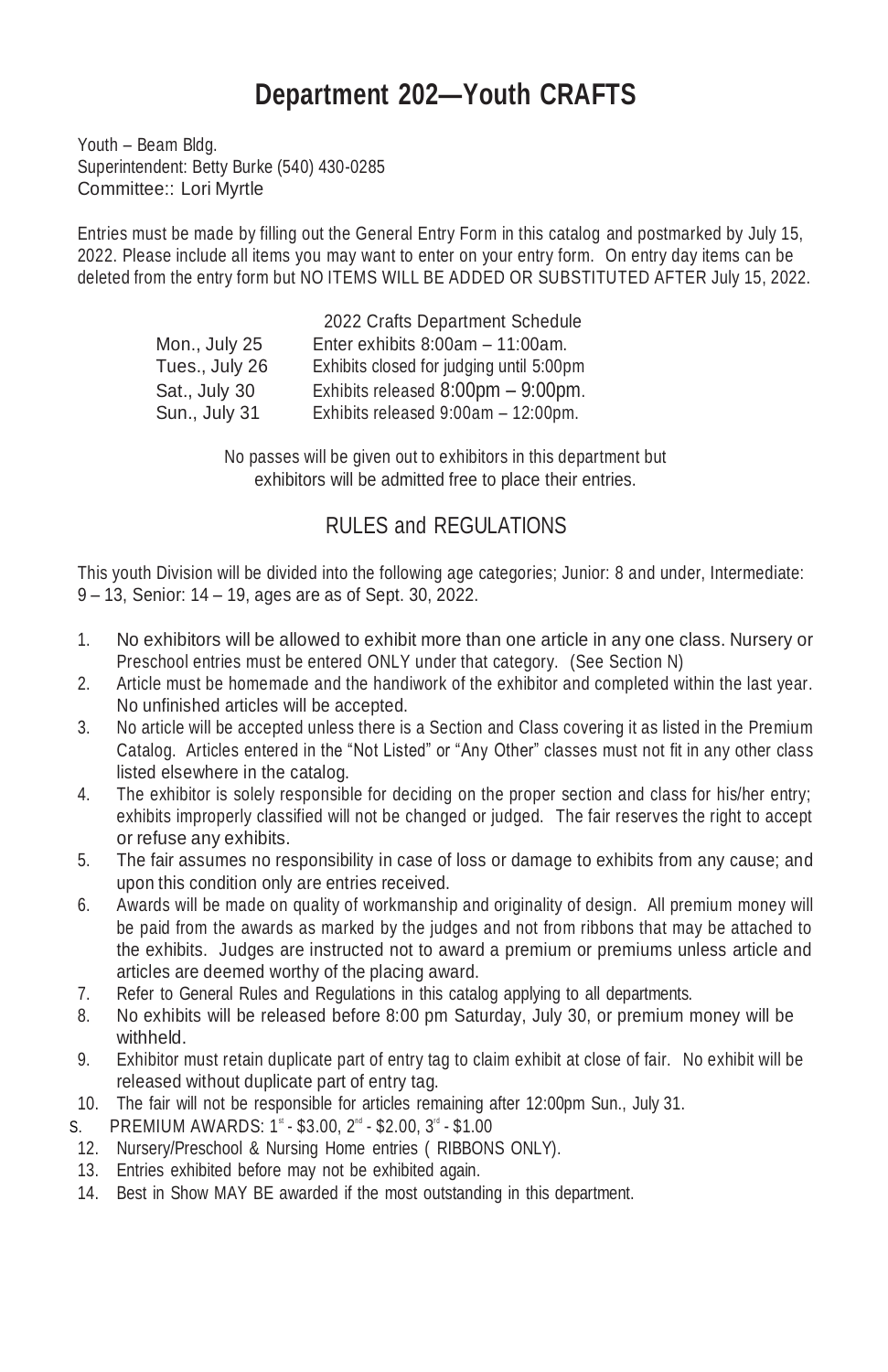# Department 202—Youth CRAFTS

Youth – Beam Bldg.
Superintendent: Betty Burke (540) 430-0285
Committee:: Lori Myrtle

Entries must be made by filling out the General Entry Form in this catalog and postmarked by July 15, 2022. Please include all items you may want to enter on your entry form. On entry day items can be deleted from the entry form but NO ITEMS WILL BE ADDED OR SUBSTITUTED AFTER July 15, 2022.

| 2022 Crafts Department Schedule | |
|---|---|
| Mon., July 25 | Enter exhibits 8:00am – 11:00am. |
| Tues., July 26 | Exhibits closed for judging until 5:00pm |
| Sat., July 30 | Exhibits released 8:00pm – 9:00pm. |
| Sun., July 31 | Exhibits released 9:00am – 12:00pm. |

No passes will be given out to exhibitors in this department but exhibitors will be admitted free to place their entries.

## RULES and REGULATIONS

This youth Division will be divided into the following age categories; Junior: 8 and under, Intermediate: 9 – 13, Senior: 14 – 19, ages are as of Sept. 30, 2022.

1. No exhibitors will be allowed to exhibit more than one article in any one class. Nursery or Preschool entries must be entered ONLY under that category. (See Section N)
2. Article must be homemade and the handiwork of the exhibitor and completed within the last year. No unfinished articles will be accepted.
3. No article will be accepted unless there is a Section and Class covering it as listed in the Premium Catalog. Articles entered in the "Not Listed" or "Any Other" classes must not fit in any other class listed elsewhere in the catalog.
4. The exhibitor is solely responsible for deciding on the proper section and class for his/her entry; exhibits improperly classified will not be changed or judged. The fair reserves the right to accept or refuse any exhibits.
5. The fair assumes no responsibility in case of loss or damage to exhibits from any cause; and upon this condition only are entries received.
6. Awards will be made on quality of workmanship and originality of design. All premium money will be paid from the awards as marked by the judges and not from ribbons that may be attached to the exhibits. Judges are instructed not to award a premium or premiums unless article and articles are deemed worthy of the placing award.
7. Refer to General Rules and Regulations in this catalog applying to all departments.
8. No exhibits will be released before 8:00 pm Saturday, July 30, or premium money will be withheld.
9. Exhibitor must retain duplicate part of entry tag to claim exhibit at close of fair. No exhibit will be released without duplicate part of entry tag.
10. The fair will not be responsible for articles remaining after 12:00pm Sun., July 31.

S. PREMIUM AWARDS: 1st - $3.00, 2nd - $2.00, 3rd - $1.00

12. Nursery/Preschool & Nursing Home entries ( RIBBONS ONLY).
13. Entries exhibited before may not be exhibited again.
14. Best in Show MAY BE awarded if the most outstanding in this department.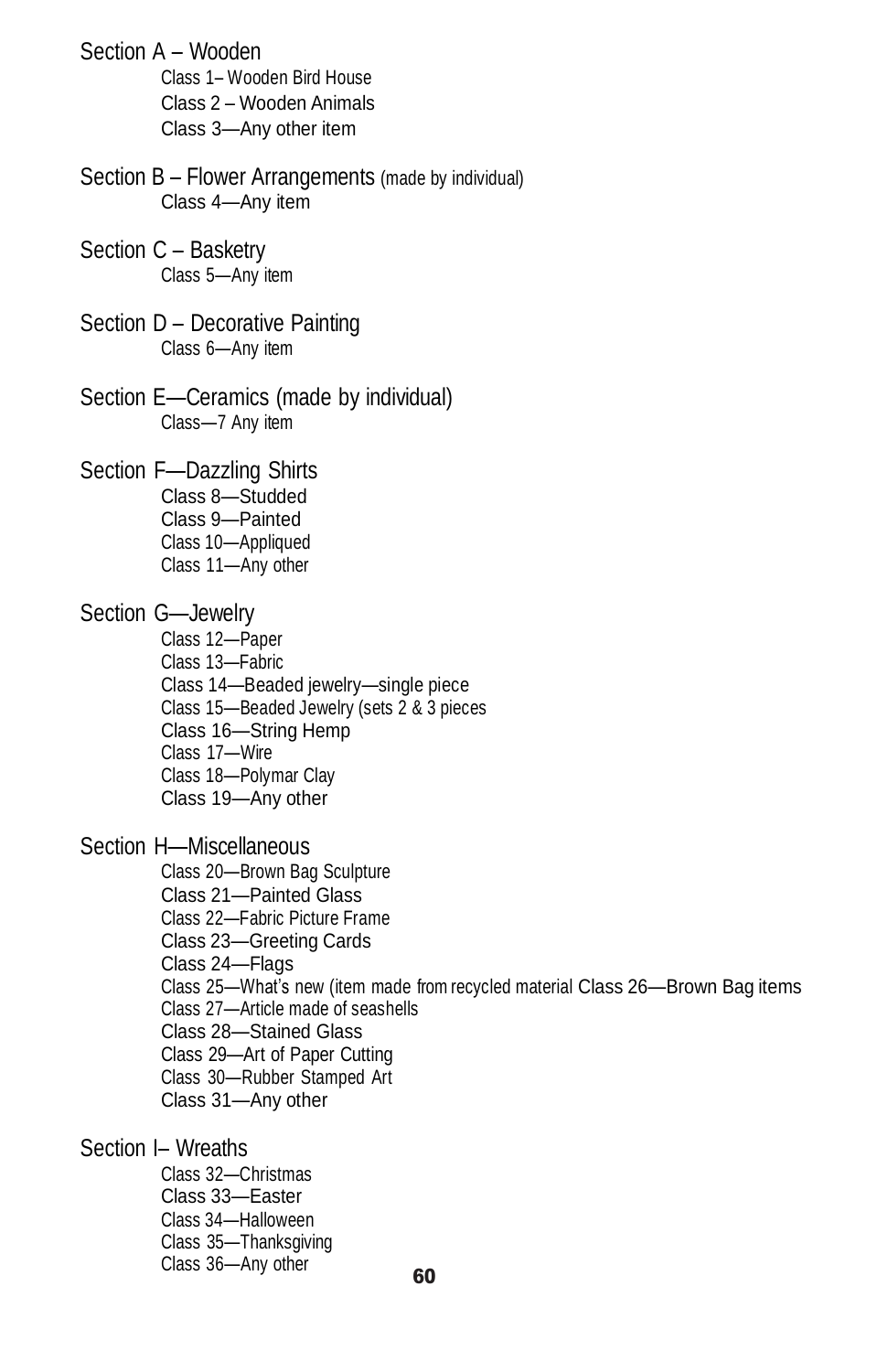## Section A – Wooden

- Class 1– Wooden Bird House
- Class 2 – Wooden Animals
- Class 3—Any other item

## Section B – Flower Arrangements (made by individual)

- Class 4—Any item

## Section C – Basketry

- Class 5—Any item

## Section D – Decorative Painting

- Class 6—Any item

## Section E—Ceramics (made by individual)

- Class—7 Any item

## Section F—Dazzling Shirts

- Class 8—Studded
- Class 9—Painted
- Class 10—Appliqued
- Class 11—Any other

## Section G—Jewelry

- Class 12—Paper
- Class 13—Fabric
- Class 14—Beaded jewelry—single piece
- Class 15—Beaded Jewelry (sets 2 & 3 pieces
- Class 16—String Hemp
- Class 17—Wire
- Class 18—Polymar Clay
- Class 19—Any other

## Section H—Miscellaneous

- Class 20—Brown Bag Sculpture
- Class 21—Painted Glass
- Class 22—Fabric Picture Frame
- Class 23—Greeting Cards
- Class 24—Flags
- Class 25—What's new (item made from recycled material
- Class 26—Brown Bag items
- Class 27—Article made of seashells
- Class 28—Stained Glass
- Class 29—Art of Paper Cutting
- Class 30—Rubber Stamped Art
- Class 31—Any other

## Section I– Wreaths

- Class 32—Christmas
- Class 33—Easter
- Class 34—Halloween
- Class 35—Thanksgiving
- Class 36—Any other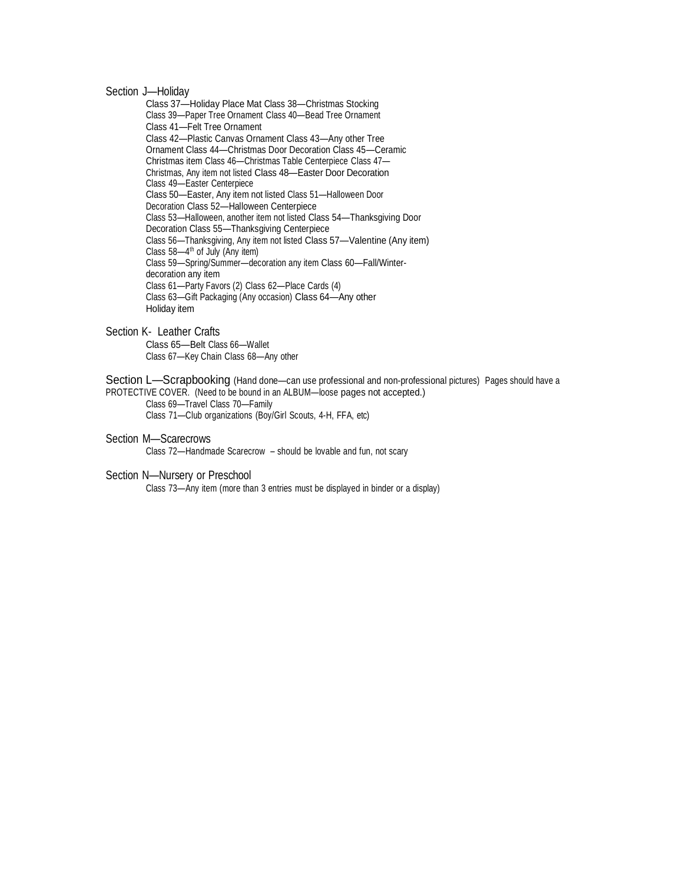Section J—Holiday

Class 37—Holiday Place Mat Class 38—Christmas Stocking
Class 39—Paper Tree Ornament Class 40—Bead Tree Ornament
Class 41—Felt Tree Ornament
Class 42—Plastic Canvas Ornament Class 43—Any other Tree Ornament Class 44—Christmas Door Decoration Class 45—Ceramic Christmas item Class 46—Christmas Table Centerpiece Class 47—Christmas, Any item not listed Class 48—Easter Door Decoration
Class 49—Easter Centerpiece
Class 50—Easter, Any item not listed Class 51—Halloween Door Decoration Class 52—Halloween Centerpiece
Class 53—Halloween, another item not listed Class 54—Thanksgiving Door Decoration Class 55—Thanksgiving Centerpiece
Class 56—Thanksgiving, Any item not listed Class 57—Valentine (Any item)
Class 58—4th of July (Any item)
Class 59—Spring/Summer—decoration any item Class 60—Fall/Winter-decoration any item
Class 61—Party Favors (2) Class 62—Place Cards (4)
Class 63—Gift Packaging (Any occasion) Class 64—Any other Holiday item

Section K- Leather Crafts

Class 65—Belt Class 66—Wallet
Class 67—Key Chain Class 68—Any other

Section L—Scrapbooking (Hand done—can use professional and non-professional pictures) Pages should have a PROTECTIVE COVER. (Need to be bound in an ALBUM—loose pages not accepted.)

Class 69—Travel Class 70—Family
Class 71—Club organizations (Boy/Girl Scouts, 4-H, FFA, etc)

Section M—Scarecrows

Class 72—Handmade Scarecrow – should be lovable and fun, not scary

Section N—Nursery or Preschool

Class 73—Any item (more than 3 entries must be displayed in binder or a display)